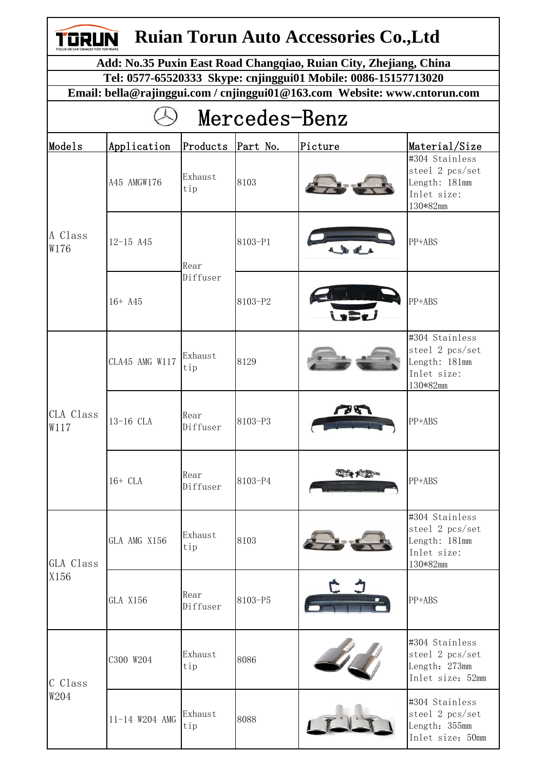# Ruian Torun Auto Accessories Co.,Ltd

**Add: No.35 Puxin East Road Changqiao, Ruian City, Zhejiang, China**

**Tel: 0577-65520333 Skype: cnjinggui01 Mobile: 0086-15157713020**

**Email: bella@rajinggui.com / cnjinggui01@163.com Website: www.cntorun.com**

## Mercedes-Benz

| Models | Application | Products | Part No. | Picture | Material/Size |
|---|---|---|---|---|---|
| A Class W176 | A45 AMGW176 | Exhaust tip | 8103 | | #304 Stainless steel 2 pcs/set Length: 181mm Inlet size: 130*82mm |
| | 12-15 A45 | Rear Diffuser | 8103-P1 | | PP+ABS |
| | 16+ A45 | | 8103-P2 | | PP+ABS |
| CLA Class W117 | CLA45 AMG W117 | Exhaust tip | 8129 | | #304 Stainless steel 2 pcs/set Length: 181mm Inlet size: 130*82mm |
| | 13-16 CLA | Rear Diffuser | 8103-P3 | | PP+ABS |
| | 16+ CLA | Rear Diffuser | 8103-P4 | | PP+ABS |
| GLA Class X156 | GLA AMG X156 | Exhaust tip | 8103 | | #304 Stainless steel 2 pcs/set Length: 181mm Inlet size: 130*82mm |
| | GLA X156 | Rear Diffuser | 8103-P5 | | PP+ABS |
| C Class W204 | C300 W204 | Exhaust tip | 8086 | | #304 Stainless steel 2 pcs/set Length: 273mm Inlet size: 52mm |
| | 11-14 W204 AMG | Exhaust tip | 8088 | | #304 Stainless steel 2 pcs/set Length: 355mm Inlet size: 50mm |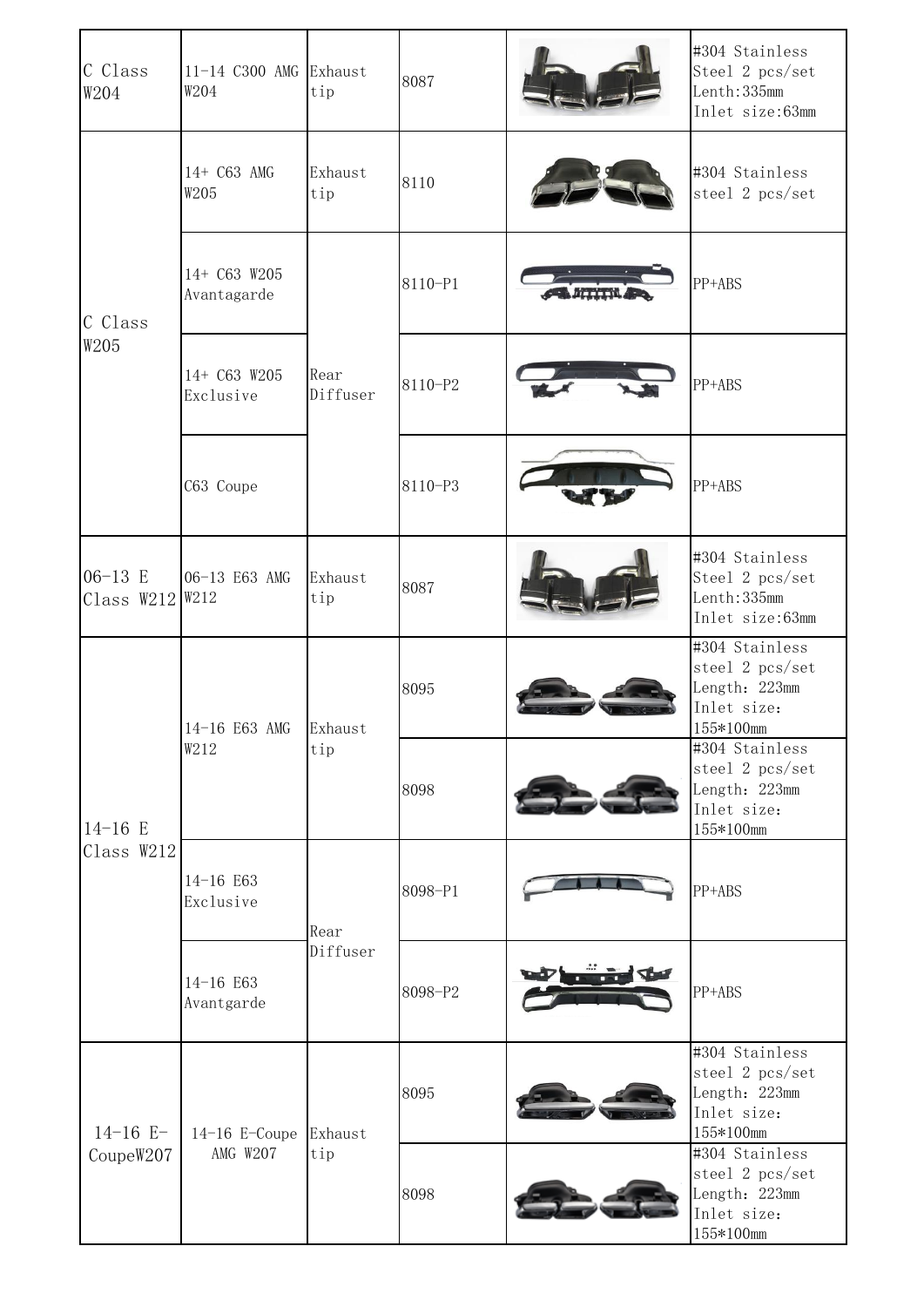| | | | | | |
|---|---|---|---|---|---|
| C Class W204 | 11-14 C300 AMG W204 | Exhaust tip | 8087 | | #304 Stainless Steel 2 pcs/set Lenth:335mm Inlet size:63mm |
| C Class W205 | 14+ C63 AMG W205 | Exhaust tip | 8110 | | #304 Stainless steel 2 pcs/set |
| | 14+ C63 W205 Avantagarde | Rear Diffuser | 8110-P1 | | PP+ABS |
| | 14+ C63 W205 Exclusive | | 8110-P2 | | PP+ABS |
| | C63 Coupe | | 8110-P3 | | PP+ABS |
| 06-13 E Class W212 | 06-13 E63 AMG W212 | Exhaust tip | 8087 | | #304 Stainless Steel 2 pcs/set Lenth:335mm Inlet size:63mm |
| 14-16 E Class W212 | 14-16 E63 AMG W212 | Exhaust tip | 8095 | | #304 Stainless steel 2 pcs/set Length：223mm Inlet size：155*100mm |
| | | | 8098 | | #304 Stainless steel 2 pcs/set Length：223mm Inlet size：155*100mm |
| | 14-16 E63 Exclusive | Rear Diffuser | 8098-P1 | | PP+ABS |
| | 14-16 E63 Avantgarde | | 8098-P2 | | PP+ABS |
| 14-16 E-CoupeW207 | 14-16 E-Coupe AMG W207 | Exhaust tip | 8095 | | #304 Stainless steel 2 pcs/set Length：223mm Inlet size：155*100mm |
| | | | 8098 | | #304 Stainless steel 2 pcs/set Length：223mm Inlet size：155*100mm |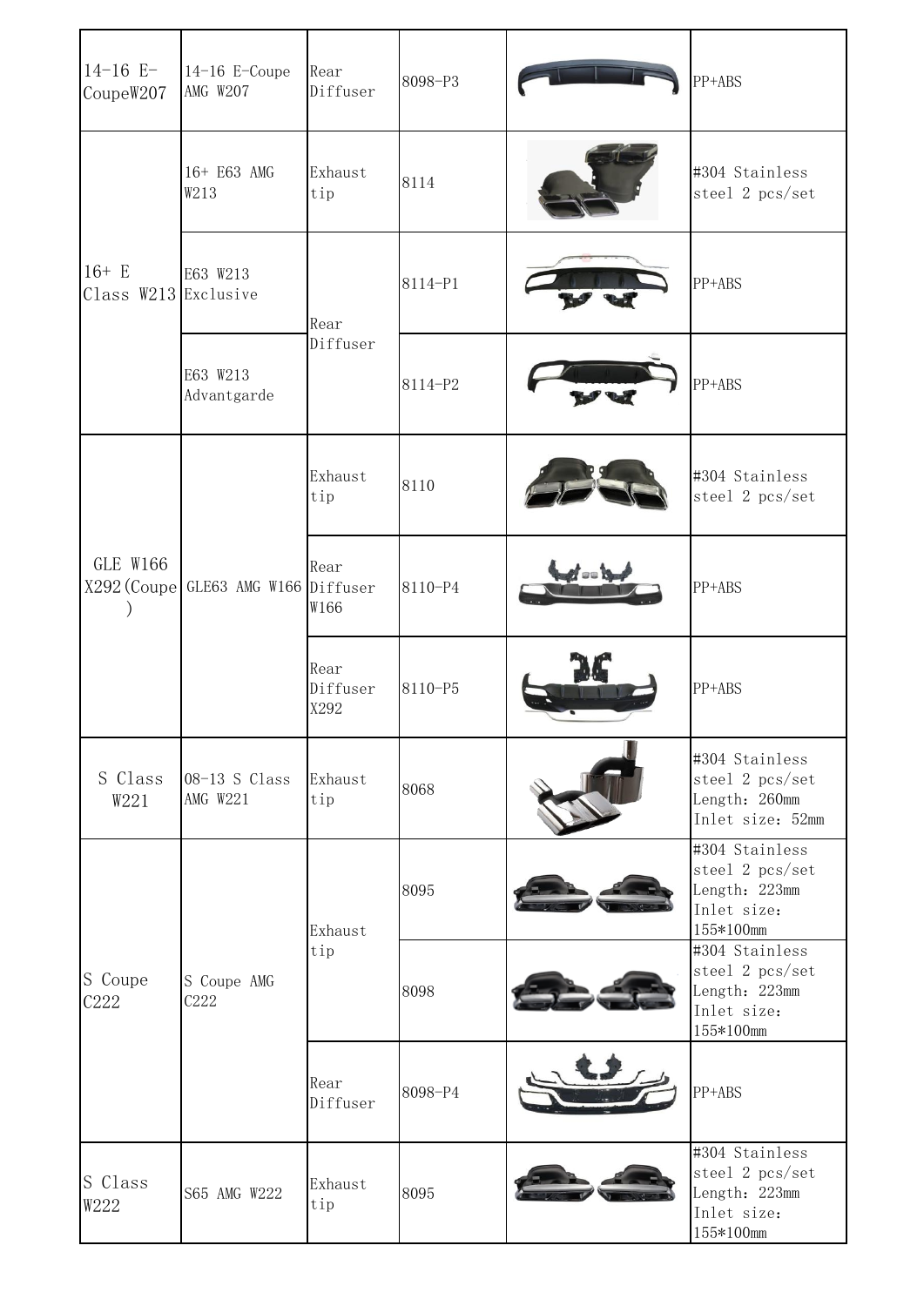| | | | | | |
|---|---|---|---|---|---|
| 14-16 E-CoupeW207 | 14-16 E-Coupe AMG W207 | Rear Diffuser | 8098-P3 | | PP+ABS |
| 16+ E Class W213 | 16+ E63 AMG W213 | Exhaust tip | 8114 | | #304 Stainless steel 2 pcs/set |
| | E63 W213 Exclusive | Rear Diffuser | 8114-P1 | | PP+ABS |
| | E63 W213 Advantgarde | | 8114-P2 | | PP+ABS |
| GLE W166 X292(Coupe) | GLE63 AMG W166 | Exhaust tip | 8110 | | #304 Stainless steel 2 pcs/set |
| | | Rear Diffuser W166 | 8110-P4 | | PP+ABS |
| | | Rear Diffuser X292 | 8110-P5 | | PP+ABS |
| S Class W221 | 08-13 S Class AMG W221 | Exhaust tip | 8068 | | #304 Stainless steel 2 pcs/set Length：260mm Inlet size：52mm |
| S Coupe C222 | S Coupe AMG C222 | Exhaust tip | 8095 | | #304 Stainless steel 2 pcs/set Length：223mm Inlet size：155*100mm |
| | | | 8098 | | #304 Stainless steel 2 pcs/set Length：223mm Inlet size：155*100mm |
| | | Rear Diffuser | 8098-P4 | | PP+ABS |
| S Class W222 | S65 AMG W222 | Exhaust tip | 8095 | | #304 Stainless steel 2 pcs/set Length：223mm Inlet size：155*100mm |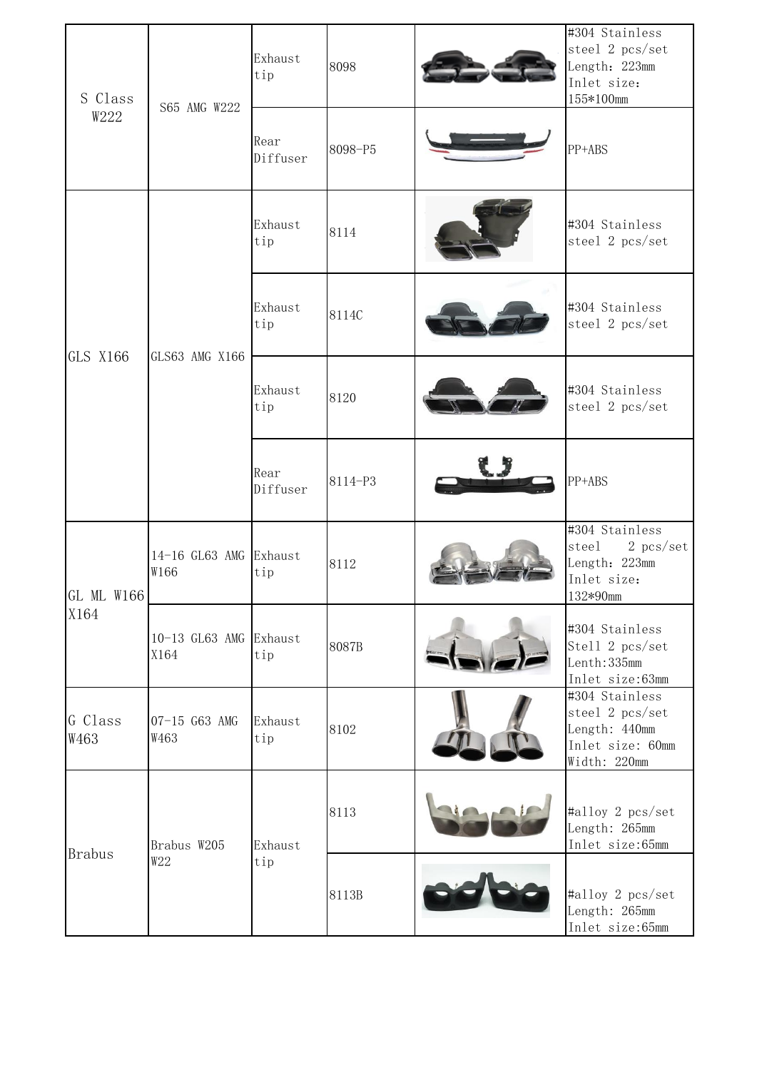| | | | | | |
|---|---|---|---|---|---|
| S Class W222 | S65 AMG W222 | Exhaust tip | 8098 | | #304 Stainless steel 2 pcs/set Length：223mm Inlet size：155*100mm |
| | | Rear Diffuser | 8098-P5 | | PP+ABS |
| GLS X166 | GLS63 AMG X166 | Exhaust tip | 8114 | | #304 Stainless steel 2 pcs/set |
| | | Exhaust tip | 8114C | | #304 Stainless steel 2 pcs/set |
| | | Exhaust tip | 8120 | | #304 Stainless steel 2 pcs/set |
| | | Rear Diffuser | 8114-P3 | | PP+ABS |
| GL ML W166 X164 | 14-16 GL63 AMG W166 | Exhaust tip | 8112 | | #304 Stainless steel 2 pcs/set Length：223mm Inlet size：132*90mm |
| | 10-13 GL63 AMG X164 | Exhaust tip | 8087B | | #304 Stainless Stell 2 pcs/set Lenth:335mm Inlet size:63mm |
| G Class W463 | 07-15 G63 AMG W463 | Exhaust tip | 8102 | | #304 Stainless steel 2 pcs/set Length: 440mm Inlet size: 60mm Width: 220mm |
| Brabus | Brabus W205 W22 | Exhaust tip | 8113 | | #alloy 2 pcs/set Length: 265mm Inlet size:65mm |
| | | | 8113B | | #alloy 2 pcs/set Length: 265mm Inlet size:65mm |